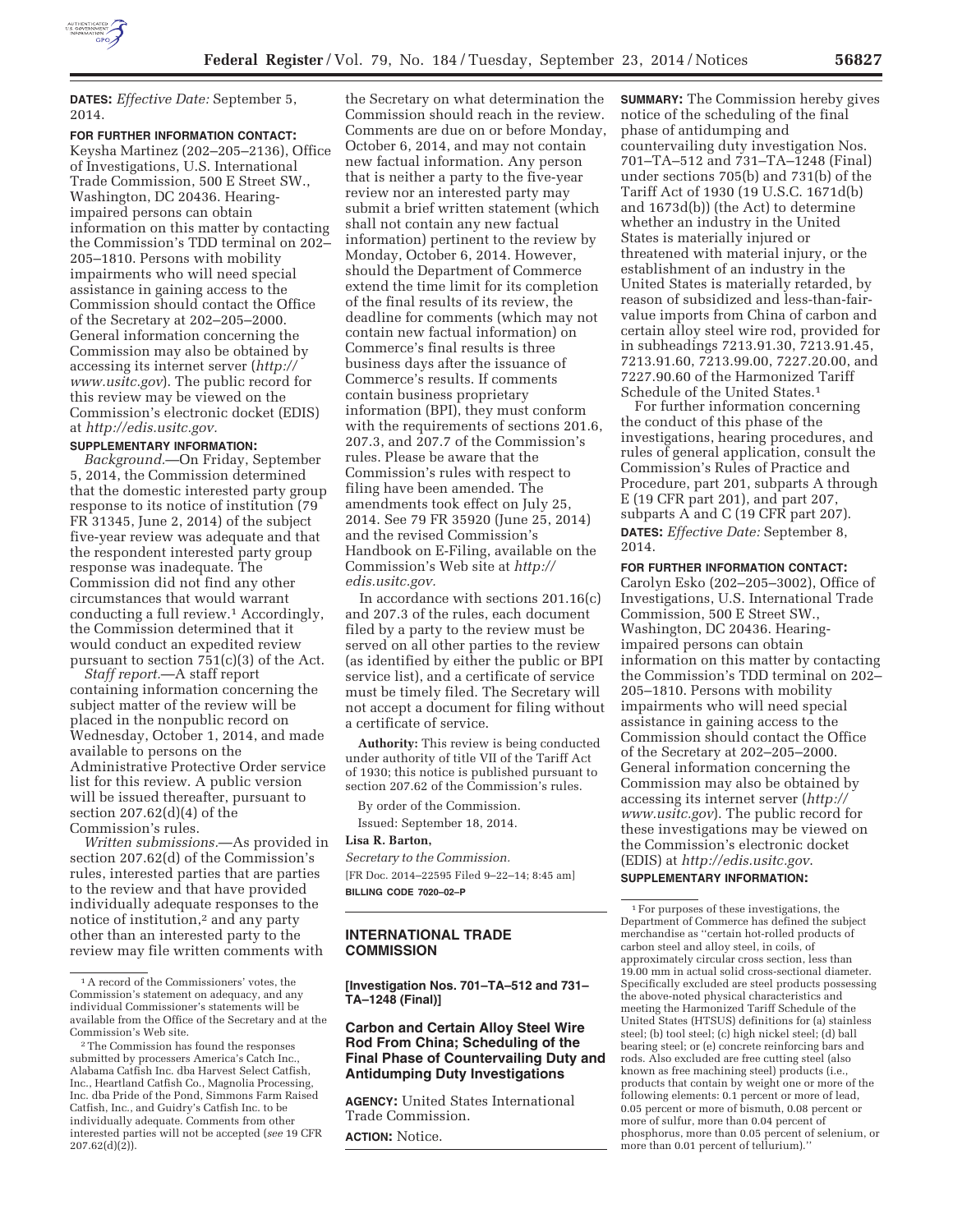**DATES:** *Effective Date:* September 5, 2014.

**FOR FURTHER INFORMATION CONTACT:** Keysha Martinez (202–205–2136), Office of Investigations, U.S. International Trade Commission, 500 E Street SW., Washington, DC 20436. Hearing-impaired persons can obtain information on this matter by contacting the Commission's TDD terminal on 202–205–1810. Persons with mobility impairments who will need special assistance in gaining access to the Commission should contact the Office of the Secretary at 202–205–2000. General information concerning the Commission may also be obtained by accessing its internet server (*http://www.usitc.gov*). The public record for this review may be viewed on the Commission's electronic docket (EDIS) at *http://edis.usitc.gov.*

**SUPPLEMENTARY INFORMATION:**

*Background.*—On Friday, September 5, 2014, the Commission determined that the domestic interested party group response to its notice of institution (79 FR 31345, June 2, 2014) of the subject five-year review was adequate and that the respondent interested party group response was inadequate. The Commission did not find any other circumstances that would warrant conducting a full review.[1] Accordingly, the Commission determined that it would conduct an expedited review pursuant to section 751(c)(3) of the Act.

*Staff report.*—A staff report containing information concerning the subject matter of the review will be placed in the nonpublic record on Wednesday, October 1, 2014, and made available to persons on the Administrative Protective Order service list for this review. A public version will be issued thereafter, pursuant to section 207.62(d)(4) of the Commission's rules.

*Written submissions.*—As provided in section 207.62(d) of the Commission's rules, interested parties that are parties to the review and that have provided individually adequate responses to the notice of institution,[2] and any party other than an interested party to the review may file written comments with the Secretary on what determination the Commission should reach in the review. Comments are due on or before Monday, October 6, 2014, and may not contain new factual information. Any person that is neither a party to the five-year review nor an interested party may submit a brief written statement (which shall not contain any new factual information) pertinent to the review by Monday, October 6, 2014. However, should the Department of Commerce extend the time limit for its completion of the final results of its review, the deadline for comments (which may not contain new factual information) on Commerce's final results is three business days after the issuance of Commerce's results. If comments contain business proprietary information (BPI), they must conform with the requirements of sections 201.6, 207.3, and 207.7 of the Commission's rules. Please be aware that the Commission's rules with respect to filing have been amended. The amendments took effect on July 25, 2014. See 79 FR 35920 (June 25, 2014) and the revised Commission's Handbook on E-Filing, available on the Commission's Web site at *http://edis.usitc.gov.*

In accordance with sections 201.16(c) and 207.3 of the rules, each document filed by a party to the review must be served on all other parties to the review (as identified by either the public or BPI service list), and a certificate of service must be timely filed. The Secretary will not accept a document for filing without a certificate of service.

**Authority:** This review is being conducted under authority of title VII of the Tariff Act of 1930; this notice is published pursuant to section 207.62 of the Commission's rules.

By order of the Commission.

Issued: September 18, 2014.

**Lisa R. Barton,**

*Secretary to the Commission.*

[FR Doc. 2014–22595 Filed 9–22–14; 8:45 am]

**BILLING CODE 7020–02–P**

[1] A record of the Commissioners' votes, the Commission's statement on adequacy, and any individual Commissioner's statements will be available from the Office of the Secretary and at the Commission's Web site.

[2] The Commission has found the responses submitted by processers America's Catch Inc., Alabama Catfish Inc. dba Harvest Select Catfish, Inc., Heartland Catfish Co., Magnolia Processing, Inc. dba Pride of the Pond, Simmons Farm Raised Catfish, Inc., and Guidry's Catfish Inc. to be individually adequate. Comments from other interested parties will not be accepted (*see* 19 CFR 207.62(d)(2)).

## INTERNATIONAL TRADE COMMISSION

**[Investigation Nos. 701–TA–512 and 731–TA–1248 (Final)]**

### Carbon and Certain Alloy Steel Wire Rod From China; Scheduling of the Final Phase of Countervailing Duty and Antidumping Duty Investigations

**AGENCY:** United States International Trade Commission.

**ACTION:** Notice.

**SUMMARY:** The Commission hereby gives notice of the scheduling of the final phase of antidumping and countervailing duty investigation Nos. 701–TA–512 and 731–TA–1248 (Final) under sections 705(b) and 731(b) of the Tariff Act of 1930 (19 U.S.C. 1671d(b) and 1673d(b)) (the Act) to determine whether an industry in the United States is materially injured or threatened with material injury, or the establishment of an industry in the United States is materially retarded, by reason of subsidized and less-than-fair-value imports from China of carbon and certain alloy steel wire rod, provided for in subheadings 7213.91.30, 7213.91.45, 7213.91.60, 7213.99.00, 7227.20.00, and 7227.90.60 of the Harmonized Tariff Schedule of the United States.[1]

For further information concerning the conduct of this phase of the investigations, hearing procedures, and rules of general application, consult the Commission's Rules of Practice and Procedure, part 201, subparts A through E (19 CFR part 201), and part 207, subparts A and C (19 CFR part 207).

**DATES:** *Effective Date:* September 8, 2014.

**FOR FURTHER INFORMATION CONTACT:** Carolyn Esko (202–205–3002), Office of Investigations, U.S. International Trade Commission, 500 E Street SW., Washington, DC 20436. Hearing-impaired persons can obtain information on this matter by contacting the Commission's TDD terminal on 202–205–1810. Persons with mobility impairments who will need special assistance in gaining access to the Commission should contact the Office of the Secretary at 202–205–2000. General information concerning the Commission may also be obtained by accessing its internet server (*http://www.usitc.gov*). The public record for these investigations may be viewed on the Commission's electronic docket (EDIS) at *http://edis.usitc.gov*.

**SUPPLEMENTARY INFORMATION:**

[1] For purposes of these investigations, the Department of Commerce has defined the subject merchandise as ''certain hot-rolled products of carbon steel and alloy steel, in coils, of approximately circular cross section, less than 19.00 mm in actual solid cross-sectional diameter. Specifically excluded are steel products possessing the above-noted physical characteristics and meeting the Harmonized Tariff Schedule of the United States (HTSUS) definitions for (a) stainless steel; (b) tool steel; (c) high nickel steel; (d) ball bearing steel; or (e) concrete reinforcing bars and rods. Also excluded are free cutting steel (also known as free machining steel) products (i.e., products that contain by weight one or more of the following elements: 0.1 percent or more of lead, 0.05 percent or more of bismuth, 0.08 percent or more of sulfur, more than 0.04 percent of phosphorus, more than 0.05 percent of selenium, or more than 0.01 percent of tellurium).''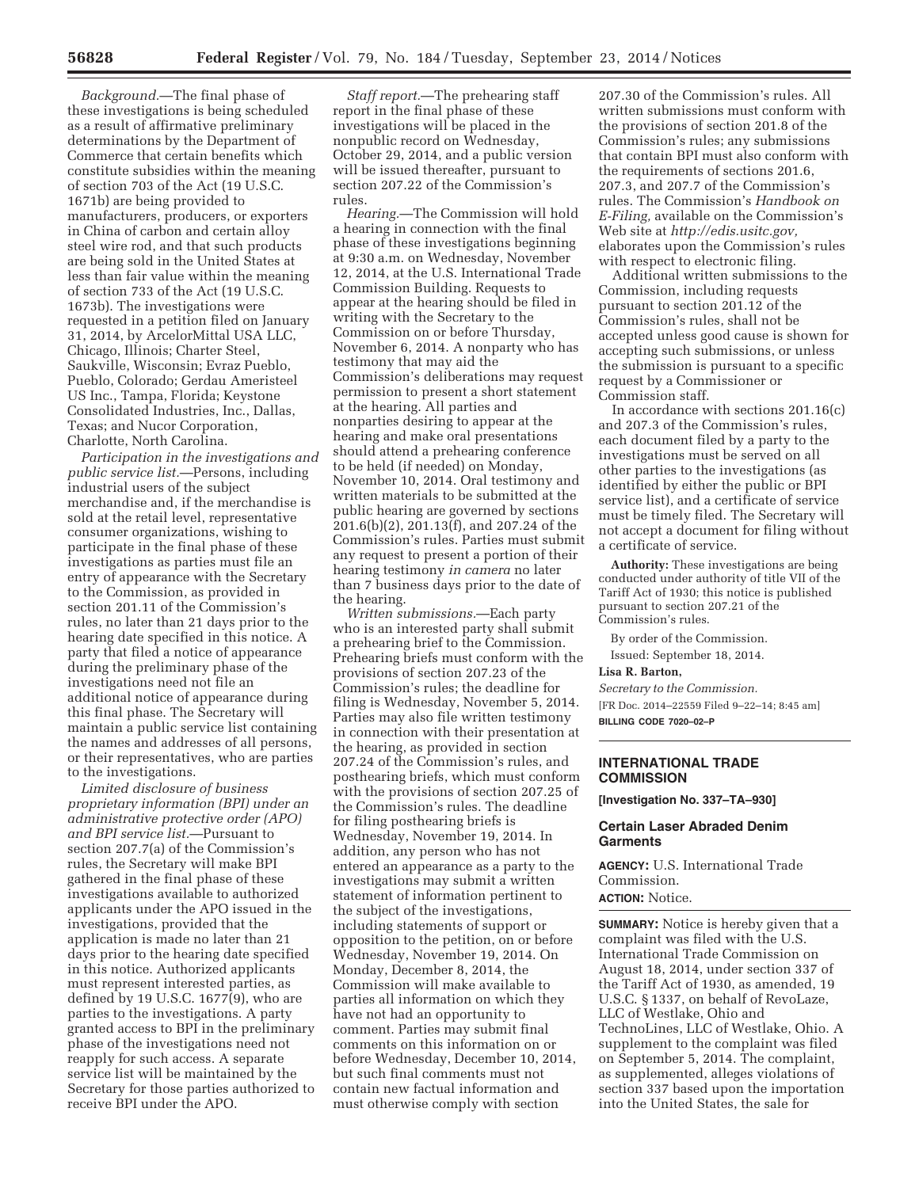*Background.*—The final phase of these investigations is being scheduled as a result of affirmative preliminary determinations by the Department of Commerce that certain benefits which constitute subsidies within the meaning of section 703 of the Act (19 U.S.C. 1671b) are being provided to manufacturers, producers, or exporters in China of carbon and certain alloy steel wire rod, and that such products are being sold in the United States at less than fair value within the meaning of section 733 of the Act (19 U.S.C. 1673b). The investigations were requested in a petition filed on January 31, 2014, by ArcelorMittal USA LLC, Chicago, Illinois; Charter Steel, Saukville, Wisconsin; Evraz Pueblo, Pueblo, Colorado; Gerdau Ameristeel US Inc., Tampa, Florida; Keystone Consolidated Industries, Inc., Dallas, Texas; and Nucor Corporation, Charlotte, North Carolina.

*Participation in the investigations and public service list.*—Persons, including industrial users of the subject merchandise and, if the merchandise is sold at the retail level, representative consumer organizations, wishing to participate in the final phase of these investigations as parties must file an entry of appearance with the Secretary to the Commission, as provided in section 201.11 of the Commission's rules, no later than 21 days prior to the hearing date specified in this notice. A party that filed a notice of appearance during the preliminary phase of the investigations need not file an additional notice of appearance during this final phase. The Secretary will maintain a public service list containing the names and addresses of all persons, or their representatives, who are parties to the investigations.

*Limited disclosure of business proprietary information (BPI) under an administrative protective order (APO) and BPI service list.*—Pursuant to section 207.7(a) of the Commission's rules, the Secretary will make BPI gathered in the final phase of these investigations available to authorized applicants under the APO issued in the investigations, provided that the application is made no later than 21 days prior to the hearing date specified in this notice. Authorized applicants must represent interested parties, as defined by 19 U.S.C. 1677(9), who are parties to the investigations. A party granted access to BPI in the preliminary phase of the investigations need not reapply for such access. A separate service list will be maintained by the Secretary for those parties authorized to receive BPI under the APO.

*Staff report.*—The prehearing staff report in the final phase of these investigations will be placed in the nonpublic record on Wednesday, October 29, 2014, and a public version will be issued thereafter, pursuant to section 207.22 of the Commission's rules.

*Hearing.*—The Commission will hold a hearing in connection with the final phase of these investigations beginning at 9:30 a.m. on Wednesday, November 12, 2014, at the U.S. International Trade Commission Building. Requests to appear at the hearing should be filed in writing with the Secretary to the Commission on or before Thursday, November 6, 2014. A nonparty who has testimony that may aid the Commission's deliberations may request permission to present a short statement at the hearing. All parties and nonparties desiring to appear at the hearing and make oral presentations should attend a prehearing conference to be held (if needed) on Monday, November 10, 2014. Oral testimony and written materials to be submitted at the public hearing are governed by sections 201.6(b)(2), 201.13(f), and 207.24 of the Commission's rules. Parties must submit any request to present a portion of their hearing testimony *in camera* no later than 7 business days prior to the date of the hearing.

*Written submissions.*—Each party who is an interested party shall submit a prehearing brief to the Commission. Prehearing briefs must conform with the provisions of section 207.23 of the Commission's rules; the deadline for filing is Wednesday, November 5, 2014. Parties may also file written testimony in connection with their presentation at the hearing, as provided in section 207.24 of the Commission's rules, and posthearing briefs, which must conform with the provisions of section 207.25 of the Commission's rules. The deadline for filing posthearing briefs is Wednesday, November 19, 2014. In addition, any person who has not entered an appearance as a party to the investigations may submit a written statement of information pertinent to the subject of the investigations, including statements of support or opposition to the petition, on or before Wednesday, November 19, 2014. On Monday, December 8, 2014, the Commission will make available to parties all information on which they have not had an opportunity to comment. Parties may submit final comments on this information on or before Wednesday, December 10, 2014, but such final comments must not contain new factual information and must otherwise comply with section 207.30 of the Commission's rules. All written submissions must conform with the provisions of section 201.8 of the Commission's rules; any submissions that contain BPI must also conform with the requirements of sections 201.6, 207.3, and 207.7 of the Commission's rules. The Commission's *Handbook on E-Filing,* available on the Commission's Web site at *http://edis.usitc.gov,* elaborates upon the Commission's rules with respect to electronic filing.

Additional written submissions to the Commission, including requests pursuant to section 201.12 of the Commission's rules, shall not be accepted unless good cause is shown for accepting such submissions, or unless the submission is pursuant to a specific request by a Commissioner or Commission staff.

In accordance with sections 201.16(c) and 207.3 of the Commission's rules, each document filed by a party to the investigations must be served on all other parties to the investigations (as identified by either the public or BPI service list), and a certificate of service must be timely filed. The Secretary will not accept a document for filing without a certificate of service.

**Authority:** These investigations are being conducted under authority of title VII of the Tariff Act of 1930; this notice is published pursuant to section 207.21 of the Commission's rules.

By order of the Commission.

Issued: September 18, 2014.

**Lisa R. Barton,**

*Secretary to the Commission.*

[FR Doc. 2014–22559 Filed 9–22–14; 8:45 am]

**BILLING CODE 7020–02–P**

---

## INTERNATIONAL TRADE COMMISSION

**[Investigation No. 337–TA–930]**

### Certain Laser Abraded Denim Garments

**AGENCY:** U.S. International Trade Commission.

**ACTION:** Notice.

**SUMMARY:** Notice is hereby given that a complaint was filed with the U.S. International Trade Commission on August 18, 2014, under section 337 of the Tariff Act of 1930, as amended, 19 U.S.C. § 1337, on behalf of RevoLaze, LLC of Westlake, Ohio and TechnoLines, LLC of Westlake, Ohio. A supplement to the complaint was filed on September 5, 2014. The complaint, as supplemented, alleges violations of section 337 based upon the importation into the United States, the sale for